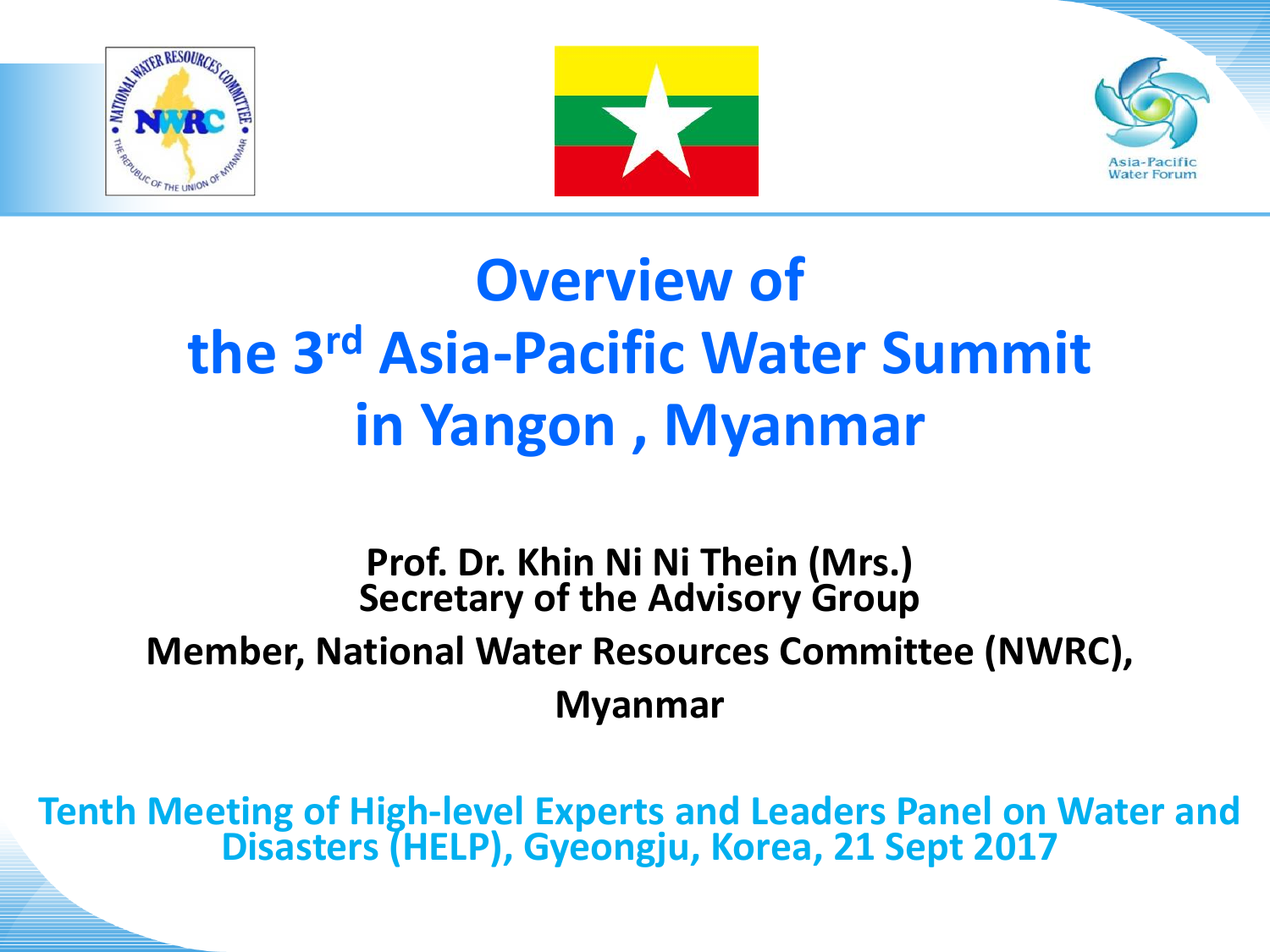# Overview of the 3rd Asia-Pacific Water Summit in Yangon , Myanmar

**Prof. Dr. Khin Ni Ni Thein (Mrs.)**
**Secretary of the Advisory Group**

**Member, National Water Resources Committee (NWRC), Myanmar**

**Tenth Meeting of High-level Experts and Leaders Panel on Water and Disasters (HELP), Gyeongju, Korea, 21 Sept 2017**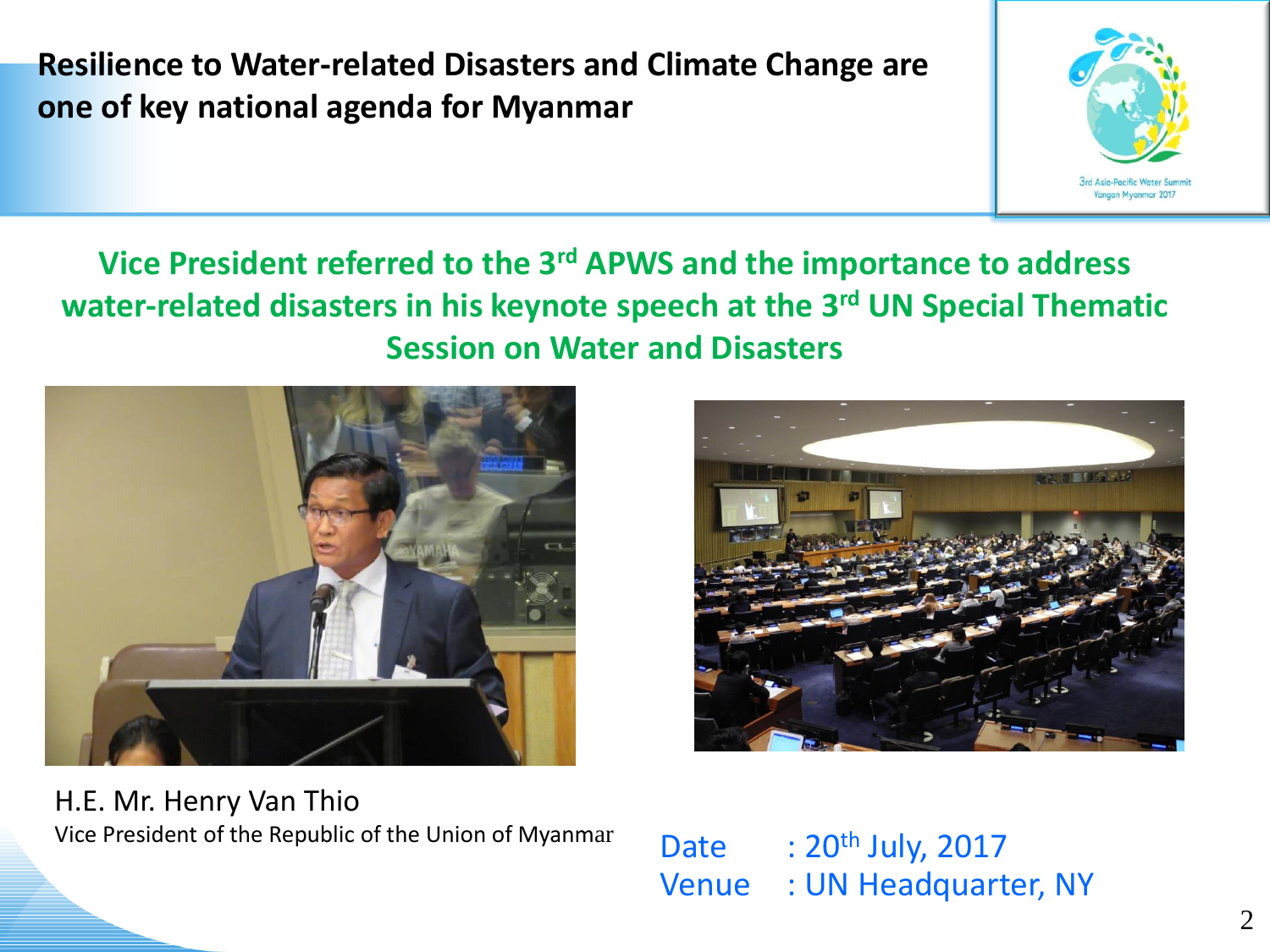# Resilience to Water-related Disasters and Climate Change are one of key national agenda for Myanmar

3rd Asia-Pacific Water Summit Yangon Myanmar 2017

**Vice President referred to the 3rd APWS and the importance to address water-related disasters in his keynote speech at the 3rd UN Special Thematic Session on Water and Disasters**

H.E. Mr. Henry Van Thio
Vice President of the Republic of the Union of Myanmar

Date : 20th July, 2017
Venue : UN Headquarter, NY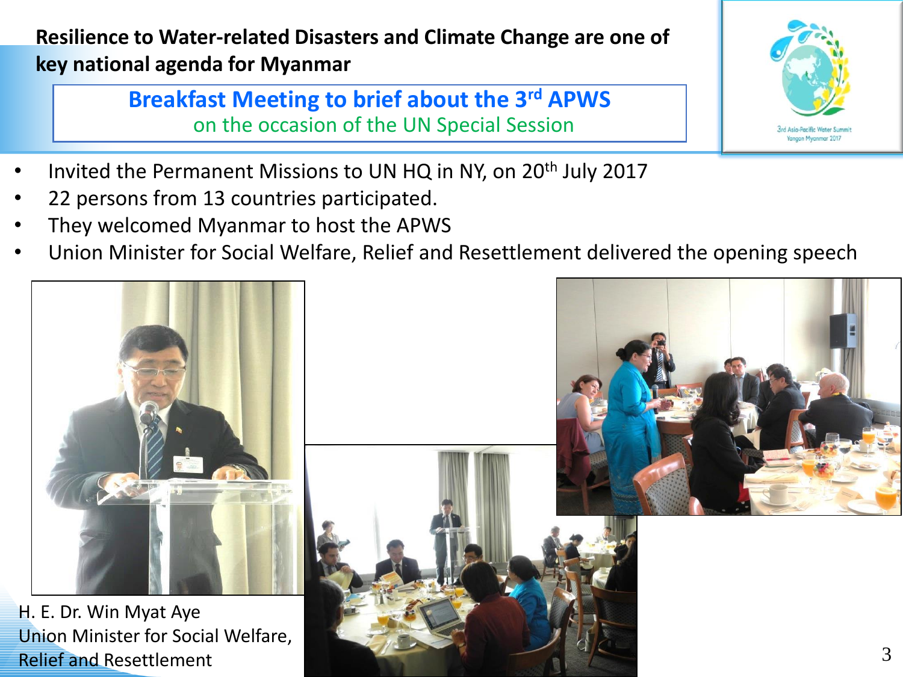**Resilience to Water-related Disasters and Climate Change are one of key national agenda for Myanmar**

**Breakfast Meeting to brief about the 3rd APWS**

on the occasion of the UN Special Session

- Invited the Permanent Missions to UN HQ in NY, on 20th July 2017
- 22 persons from 13 countries participated.
- They welcomed Myanmar to host the APWS
- Union Minister for Social Welfare, Relief and Resettlement delivered the opening speech

H. E. Dr. Win Myat Aye
Union Minister for Social Welfare, Relief and Resettlement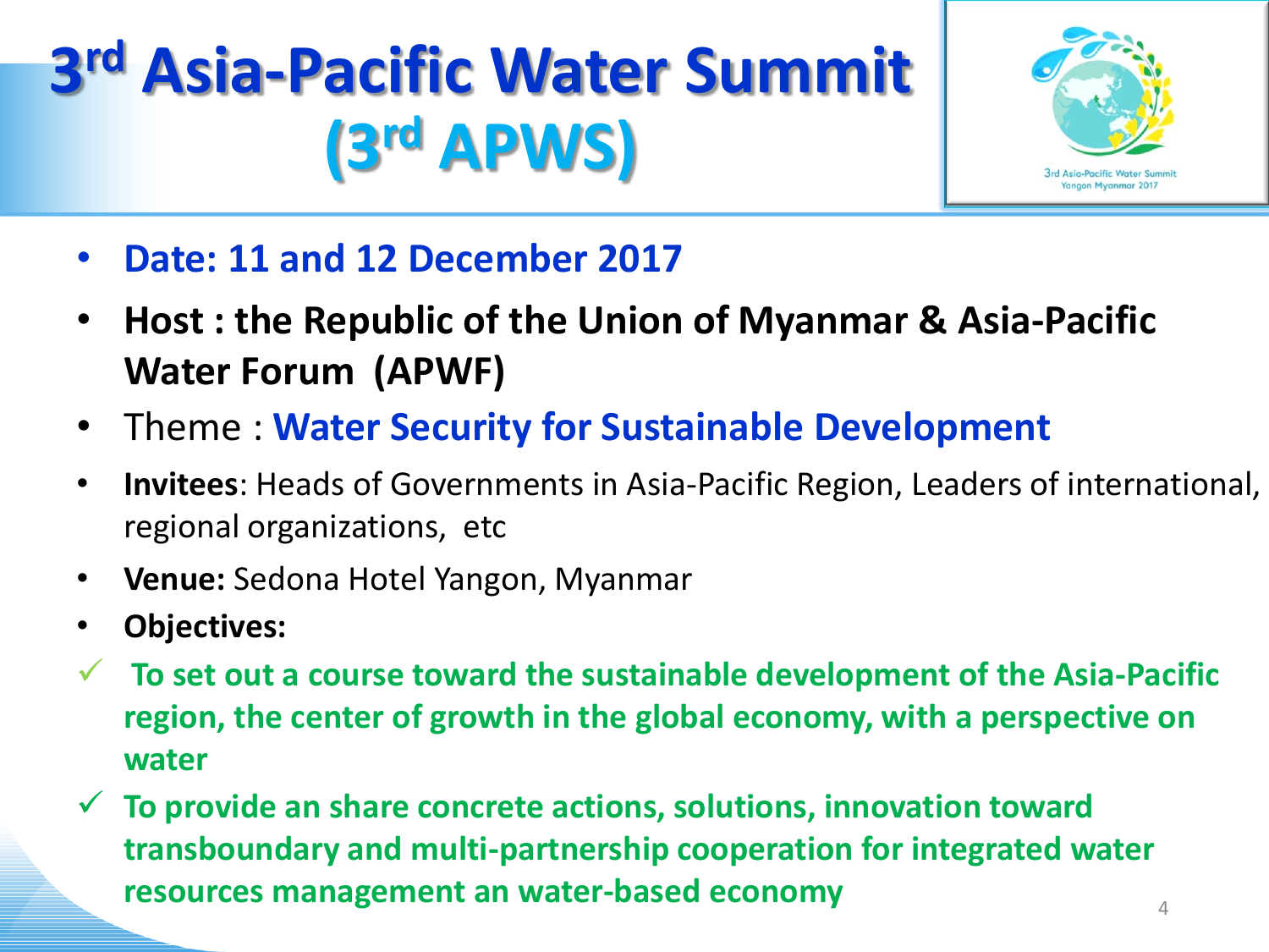# 3rd Asia-Pacific Water Summit (3rd APWS)

- **Date: 11 and 12 December 2017**
- **Host : the Republic of the Union of Myanmar & Asia-Pacific Water Forum (APWF)**
- Theme : **Water Security for Sustainable Development**
- **Invitees**: Heads of Governments in Asia-Pacific Region, Leaders of international, regional organizations, etc
- **Venue:** Sedona Hotel Yangon, Myanmar
- **Objectives:**

✓ **To set out a course toward the sustainable development of the Asia-Pacific region, the center of growth in the global economy, with a perspective on water**

✓ **To provide an share concrete actions, solutions, innovation toward transboundary and multi-partnership cooperation for integrated water resources management an water-based economy**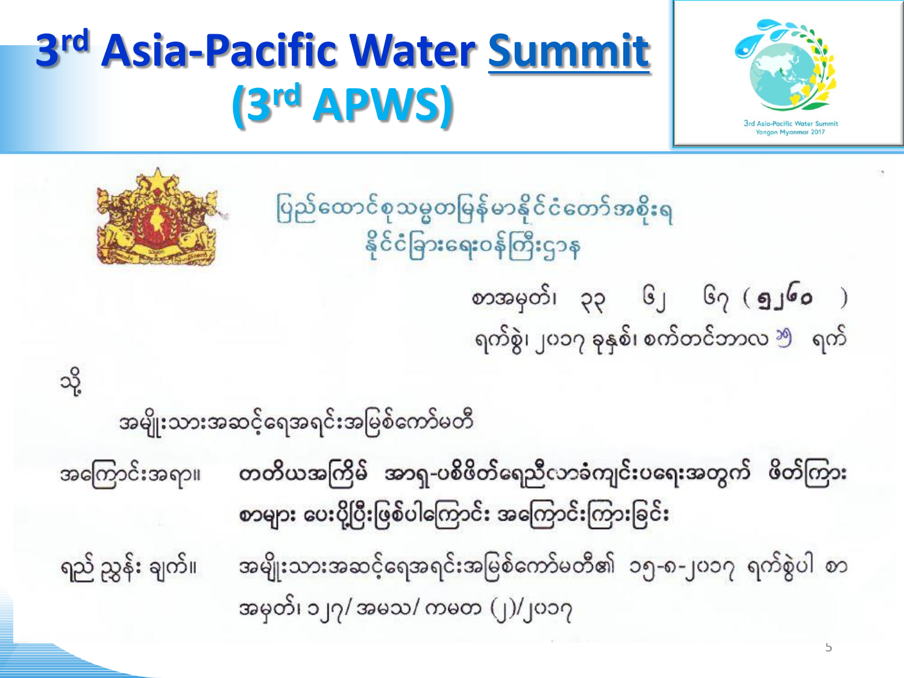# 3rd Asia-Pacific Water Summit (3rd APWS)

3rd Asia-Pacific Water Summit
Yangon Myanmar 2017

ပြည်ထောင်စုသမ္မတမြန်မာနိုင်ငံတော်အစိုးရ
နိုင်ငံခြားရေးဝန်ကြီးဌာန

စာအမှတ်၊ ၃၃ ၆၂ ၆၇ ( ၅၂၆၀ )
ရက်စွဲ၊ ၂၀၁၇ ခုနှစ်၊ စက်တင်ဘာလ ၁၅ ရက်

သို့

အမျိုးသားအဆင့်ရေအရင်းအမြစ်ကော်မတီ

အကြောင်းအရာ။ **တတိယအကြိမ် အာရှ-ပစိဖိတ်ရေညီလာခံကျင်းပရေးအတွက် ဖိတ်ကြားစာများ ပေးပို့ပြီးဖြစ်ပါကြောင်း အကြောင်းကြားခြင်း**

ရည် ညွှန်း ချက်။ အမျိုးသားအဆင့်ရေအရင်းအမြစ်ကော်မတီ၏ ၁၅-၈-၂၀၁၇ ရက်စွဲပါ စာအမှတ်၊ ၁၂၇/ အမသ/ ကမတ (၂)/၂၀၁၇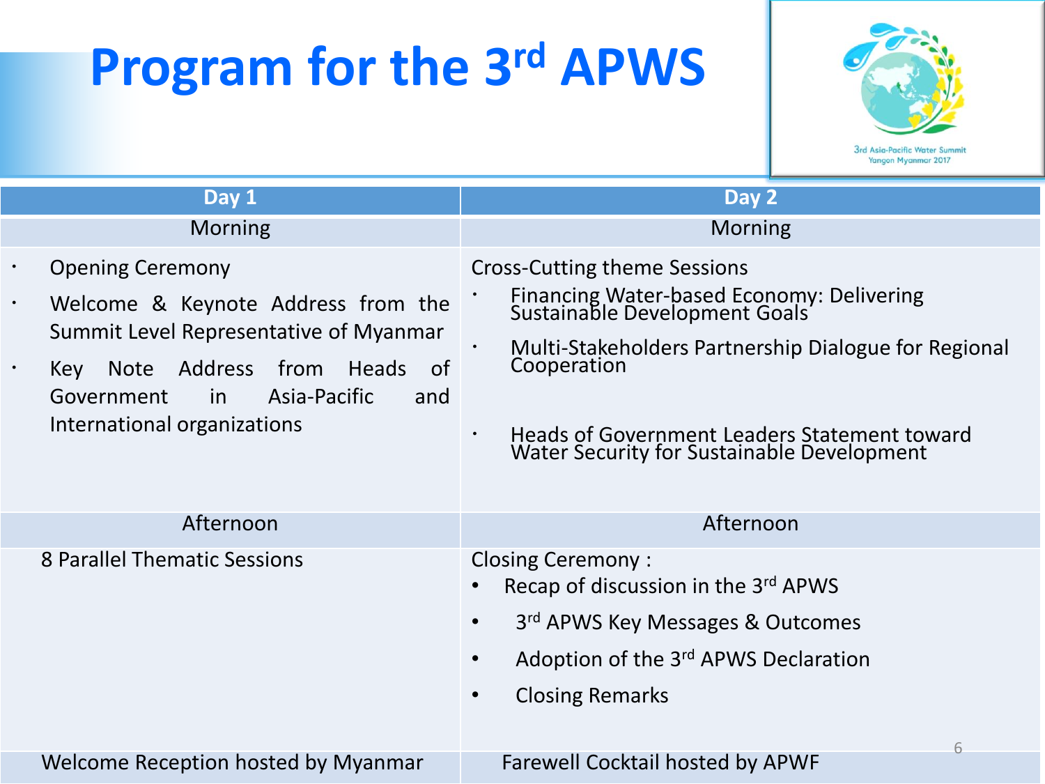# Program for the 3rd APWS

| Day 1 | Day 2 |
|---|---|
| Morning | Morning |
| • Opening Ceremony<br>• Welcome & Keynote Address from the Summit Level Representative of Myanmar<br>• Key Note Address from Heads of Government in Asia-Pacific and International organizations | Cross-Cutting theme Sessions<br>• Financing Water-based Economy: Delivering Sustainable Development Goals<br>• Multi-Stakeholders Partnership Dialogue for Regional Cooperation<br>• Heads of Government Leaders Statement toward Water Security for Sustainable Development |
| Afternoon | Afternoon |
| 8 Parallel Thematic Sessions | Closing Ceremony :<br>• Recap of discussion in the 3rd APWS<br>• 3rd APWS Key Messages & Outcomes<br>• Adoption of the 3rd APWS Declaration<br>• Closing Remarks |
| Welcome Reception hosted by Myanmar | Farewell Cocktail hosted by APWF |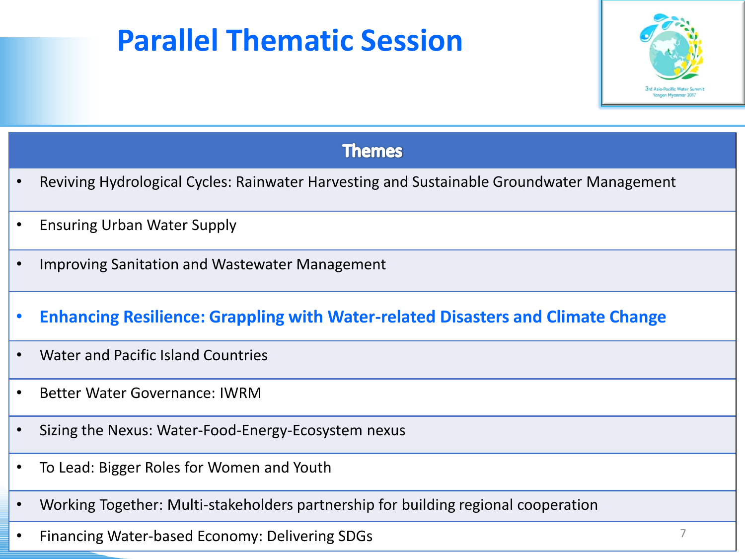# Parallel Thematic Session

| Themes |
| --- |
| • Reviving Hydrological Cycles: Rainwater Harvesting and Sustainable Groundwater Management |
| • Ensuring Urban Water Supply |
| • Improving Sanitation and Wastewater Management |
| • **Enhancing Resilience: Grappling with Water-related Disasters and Climate Change** |
| • Water and Pacific Island Countries |
| • Better Water Governance: IWRM |
| • Sizing the Nexus: Water-Food-Energy-Ecosystem nexus |
| • To Lead: Bigger Roles for Women and Youth |
| • Working Together: Multi-stakeholders partnership for building regional cooperation |
| • Financing Water-based Economy: Delivering SDGs |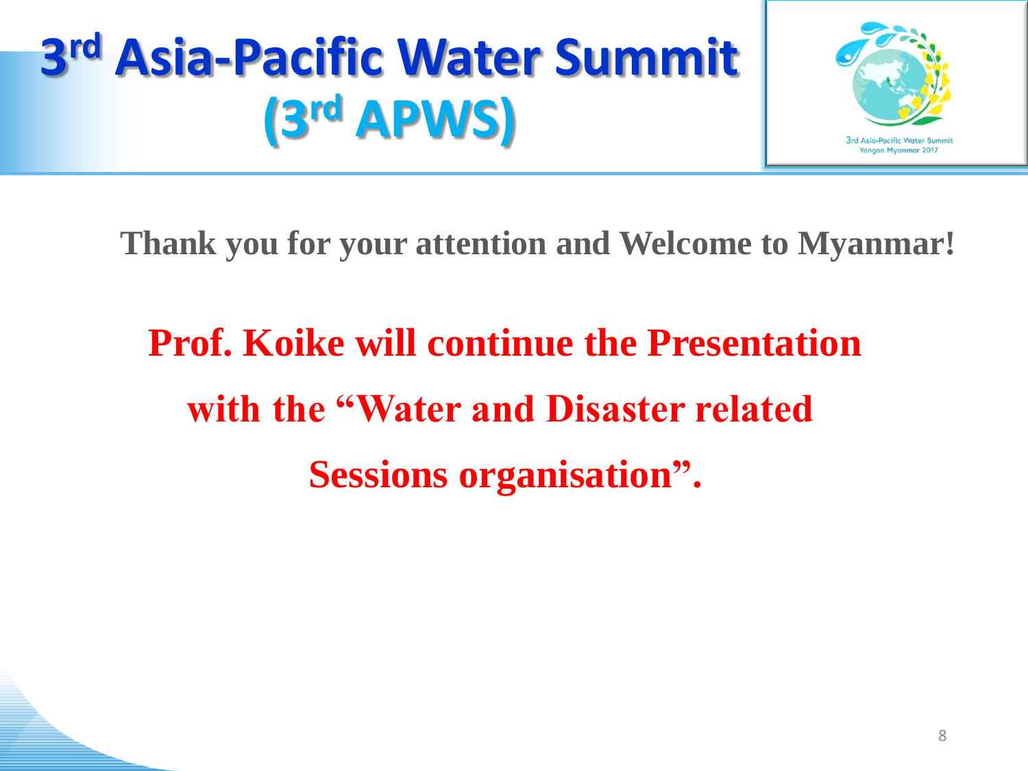# 3rd Asia-Pacific Water Summit (3rd APWS)

3rd Asia-Pacific Water Summit
Yangon Myanmar 2017

**Thank you for your attention and Welcome to Myanmar!**

**Prof. Koike will continue the Presentation with the "Water and Disaster related Sessions organisation".**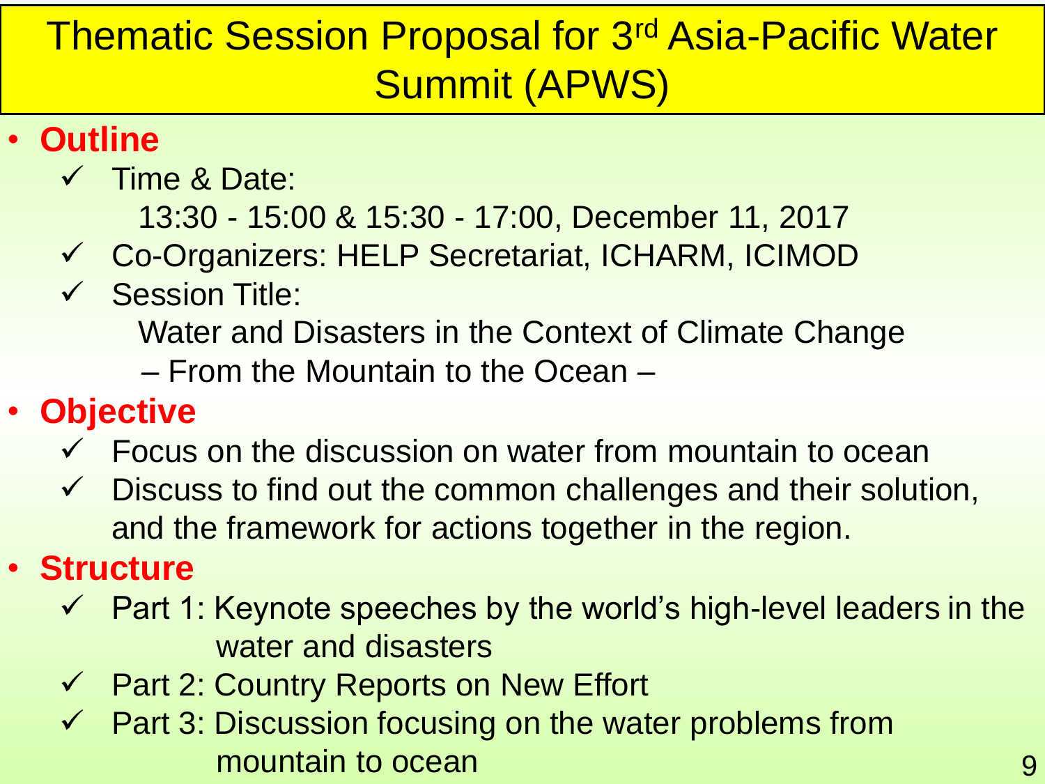# Thematic Session Proposal for 3rd Asia-Pacific Water Summit (APWS)

- **Outline**
  - ✓ Time & Date:
    13:30 - 15:00 & 15:30 - 17:00, December 11, 2017
  - ✓ Co-Organizers: HELP Secretariat, ICHARM, ICIMOD
  - ✓ Session Title:
    Water and Disasters in the Context of Climate Change
    – From the Mountain to the Ocean –
- **Objective**
  - ✓ Focus on the discussion on water from mountain to ocean
  - ✓ Discuss to find out the common challenges and their solution, and the framework for actions together in the region.
- **Structure**
  - ✓ Part 1: Keynote speeches by the world's high-level leaders in the water and disasters
  - ✓ Part 2: Country Reports on New Effort
  - ✓ Part 3: Discussion focusing on the water problems from mountain to ocean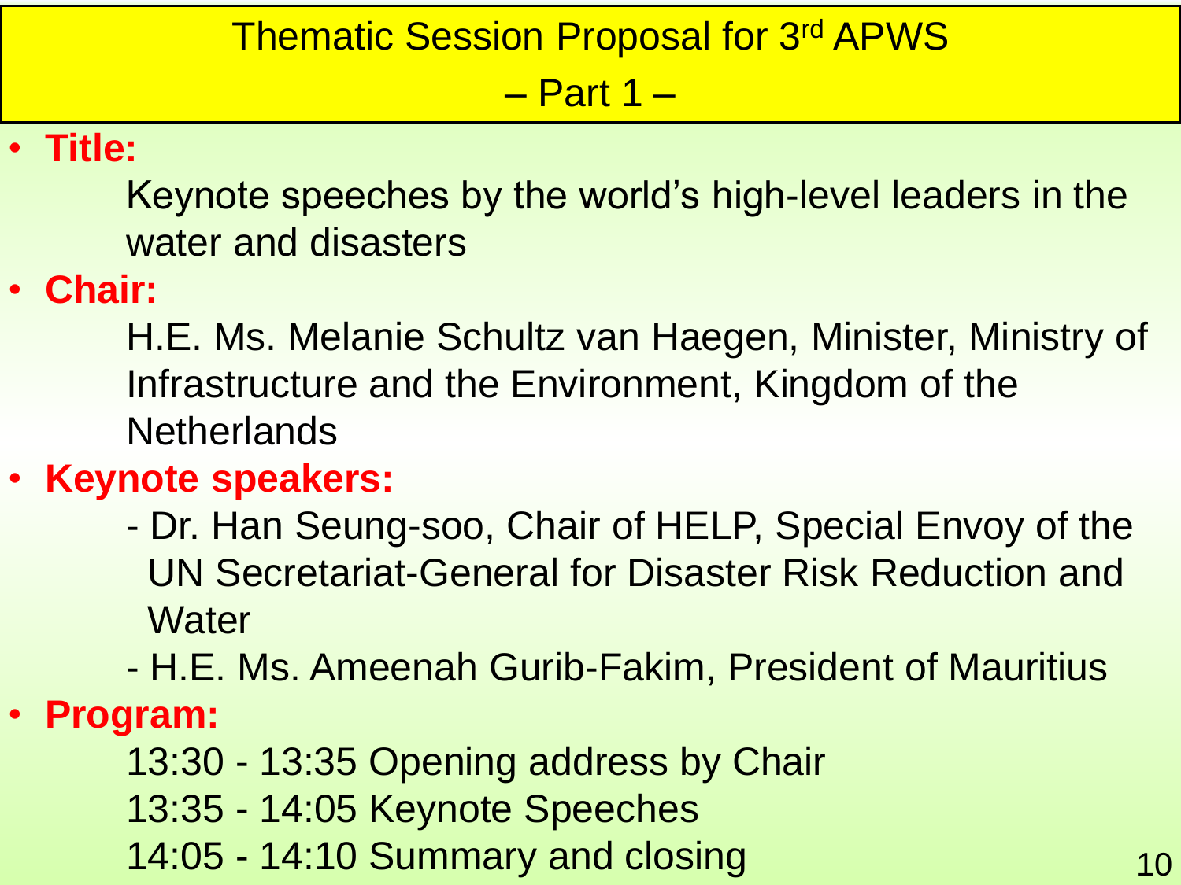# Thematic Session Proposal for 3rd APWS

## – Part 1 –

- **Title:**

  Keynote speeches by the world's high-level leaders in the water and disasters

- **Chair:**

  H.E. Ms. Melanie Schultz van Haegen, Minister, Ministry of Infrastructure and the Environment, Kingdom of the Netherlands

- **Keynote speakers:**

  - Dr. Han Seung-soo, Chair of HELP, Special Envoy of the UN Secretariat-General for Disaster Risk Reduction and Water
  - H.E. Ms. Ameenah Gurib-Fakim, President of Mauritius

- **Program:**

  13:30 - 13:35 Opening address by Chair

  13:35 - 14:05 Keynote Speeches

  14:05 - 14:10 Summary and closing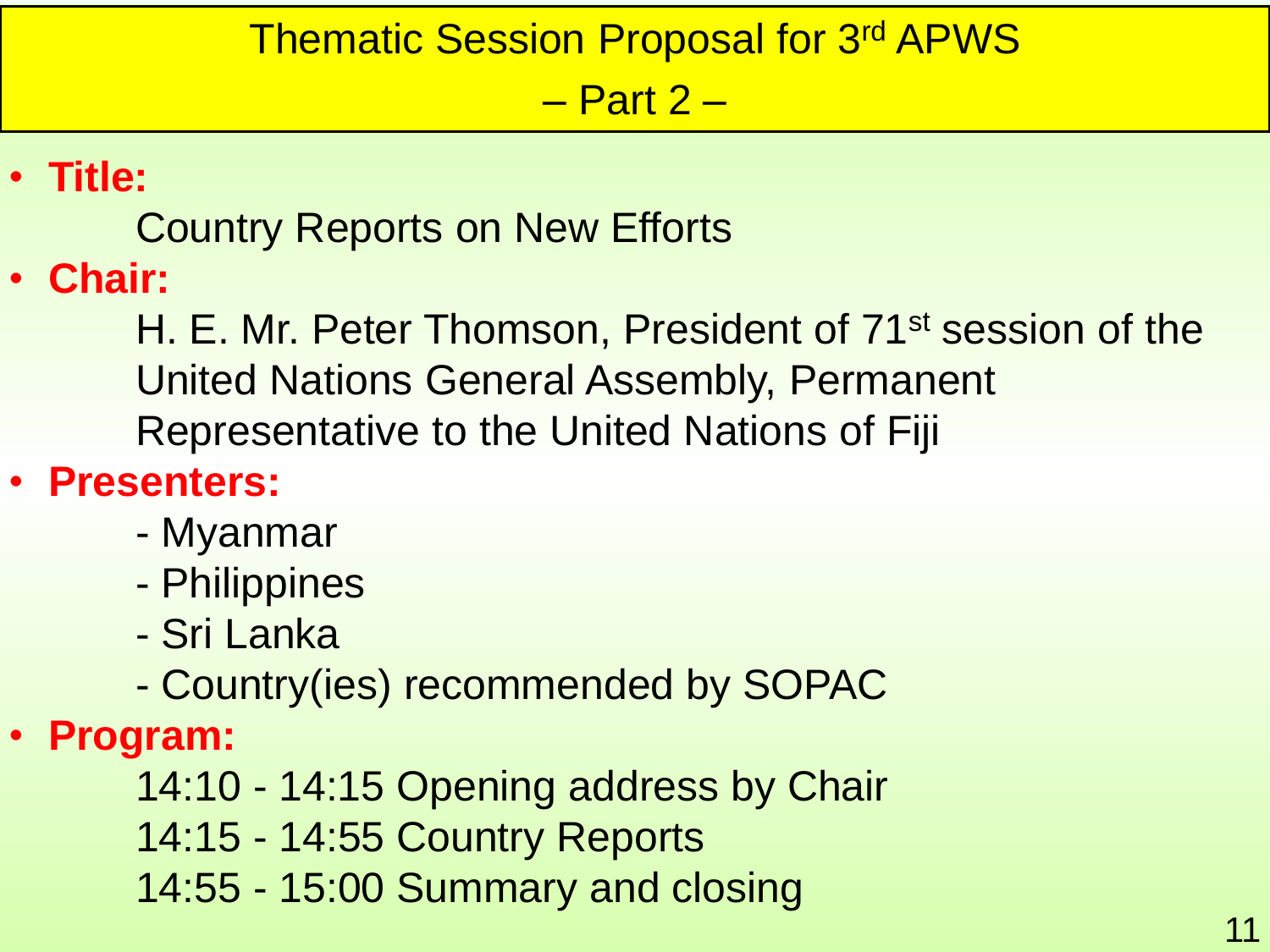# Thematic Session Proposal for 3rd APWS – Part 2 –

- **Title:**

  Country Reports on New Efforts

- **Chair:**

  H. E. Mr. Peter Thomson, President of 71st session of the United Nations General Assembly, Permanent Representative to the United Nations of Fiji

- **Presenters:**

  - Myanmar
  - Philippines
  - Sri Lanka
  - Country(ies) recommended by SOPAC

- **Program:**

  14:10 - 14:15 Opening address by Chair

  14:15 - 14:55 Country Reports

  14:55 - 15:00 Summary and closing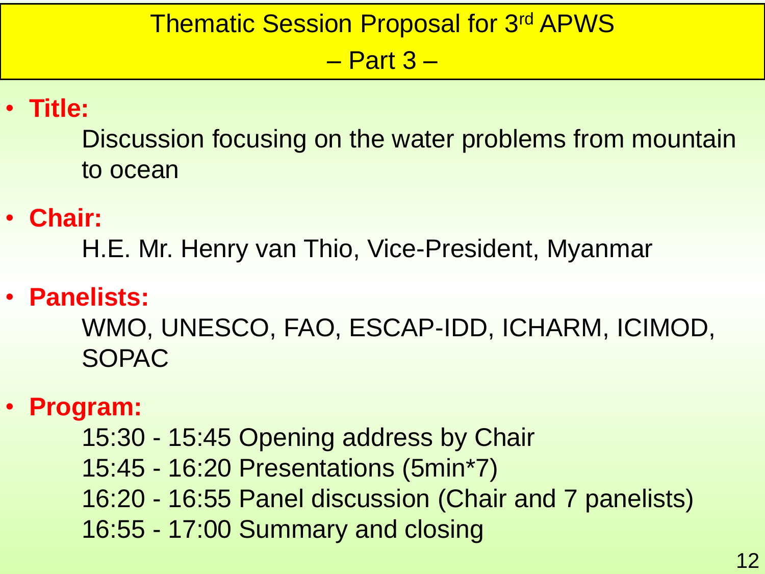# Thematic Session Proposal for 3rd APWS – Part 3 –

- **Title:**

  Discussion focusing on the water problems from mountain to ocean

- **Chair:**

  H.E. Mr. Henry van Thio, Vice-President, Myanmar

- **Panelists:**

  WMO, UNESCO, FAO, ESCAP-IDD, ICHARM, ICIMOD, SOPAC

- **Program:**

  15:30 - 15:45 Opening address by Chair
  15:45 - 16:20 Presentations (5min*7)
  16:20 - 16:55 Panel discussion (Chair and 7 panelists)
  16:55 - 17:00 Summary and closing